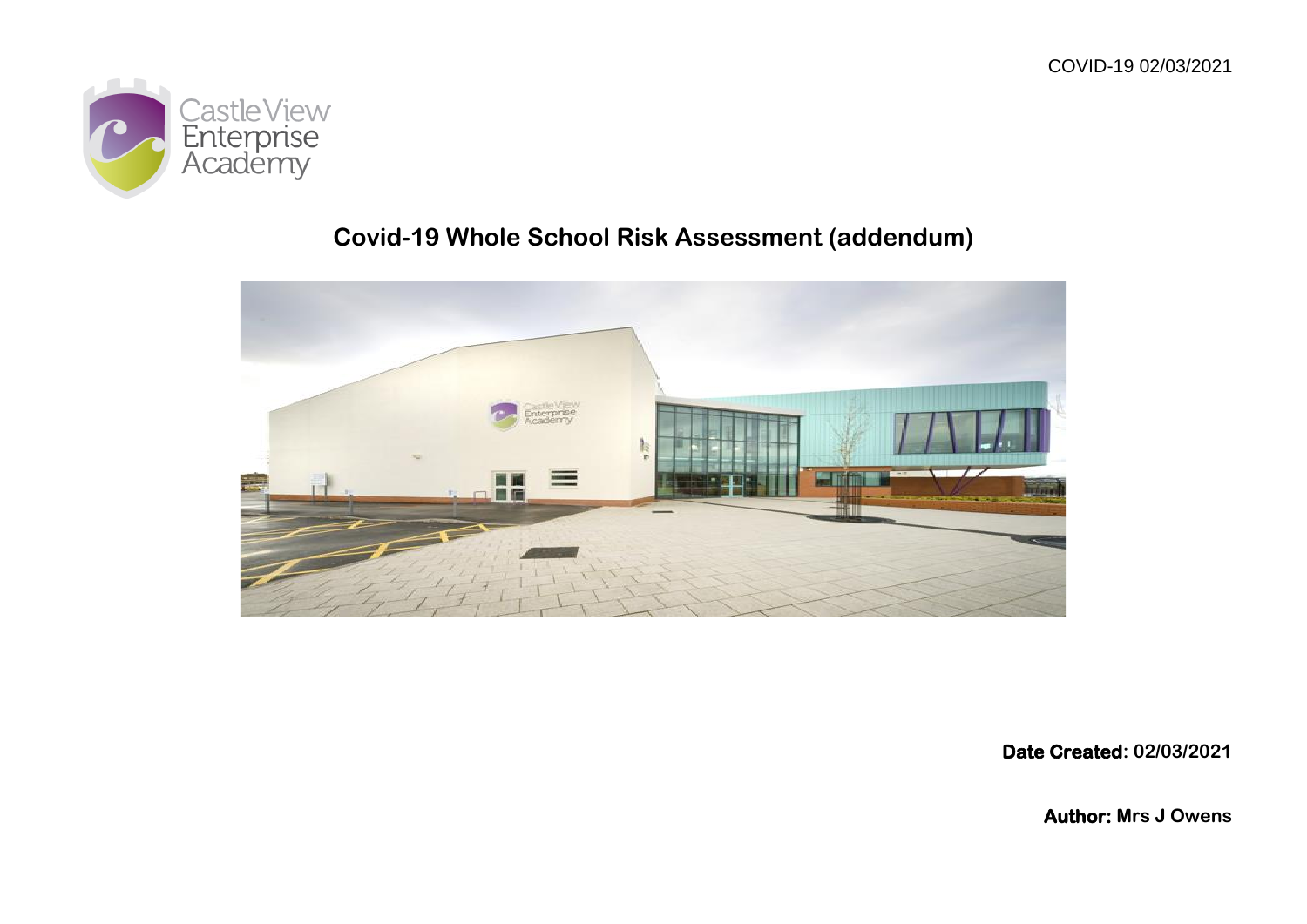COVID-19 02/03/2021

Castle View Enterprise Academy

# Covid-19 Whole School Risk Assessment (addendum)

**Date Created: 02/03/2021**

**Author: Mrs J Owens**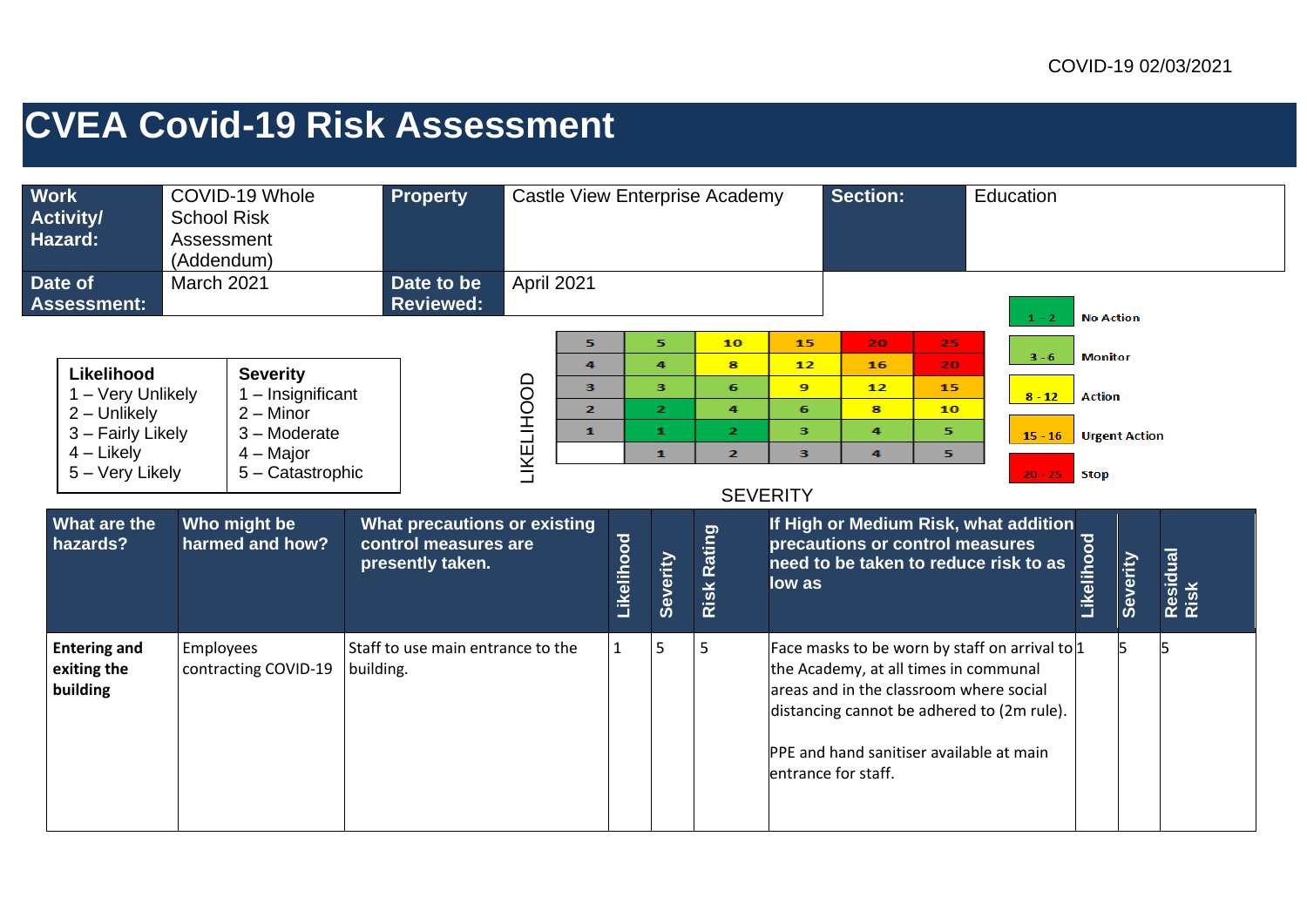COVID-19 02/03/2021

# CVEA Covid-19 Risk Assessment

| | | | | | |
|---|---|---|---|---|---|
| **Work Activity/ Hazard:** | COVID-19 Whole School Risk Assessment (Addendum) | **Property** | Castle View Enterprise Academy | **Section:** | Education |
| **Date of Assessment:** | March 2021 | **Date to be Reviewed:** | April 2021 | | |

| **Likelihood** | **Severity** |
|---|---|
| 1 – Very Unlikely | 1 – Insignificant |
| 2 – Unlikely | 2 – Minor |
| 3 – Fairly Likely | 3 – Moderate |
| 4 – Likely | 4 – Major |
| 5 – Very Likely | 5 – Catastrophic |

| LIKELIHOOD | | | | | |
|---|---|---|---|---|---|
| 5 | 5 | 10 | 15 | 20 | 25 |
| 4 | 4 | 8 | 12 | 16 | 20 |
| 3 | 3 | 6 | 9 | 12 | 15 |
| 2 | 2 | 4 | 6 | 8 | 10 |
| 1 | 1 | 2 | 3 | 4 | 5 |
| | 1 | 2 | 3 | 4 | 5 |
| | SEVERITY | | | | |

| | |
|---|---|
| 1 – 2 | No Action |
| 3 - 6 | Monitor |
| 8 - 12 | Action |
| 15 - 16 | Urgent Action |
| 20 - 25 | Stop |

| What are the hazards? | Who might be harmed and how? | What precautions or existing control measures are presently taken. | Likelihood | Severity | Risk Rating | If High or Medium Risk, what addition precautions or control measures need to be taken to reduce risk to as low as | Likelihood | Severity | Residual Risk |
|---|---|---|---|---|---|---|---|---|---|
| **Entering and exiting the building** | Employees contracting COVID-19 | Staff to use main entrance to the building. | 1 | 5 | 5 | Face masks to be worn by staff on arrival to the Academy, at all times in communal areas and in the classroom where social distancing cannot be adhered to (2m rule).<br><br>PPE and hand sanitiser available at main entrance for staff. | 1 | 5 | 5 |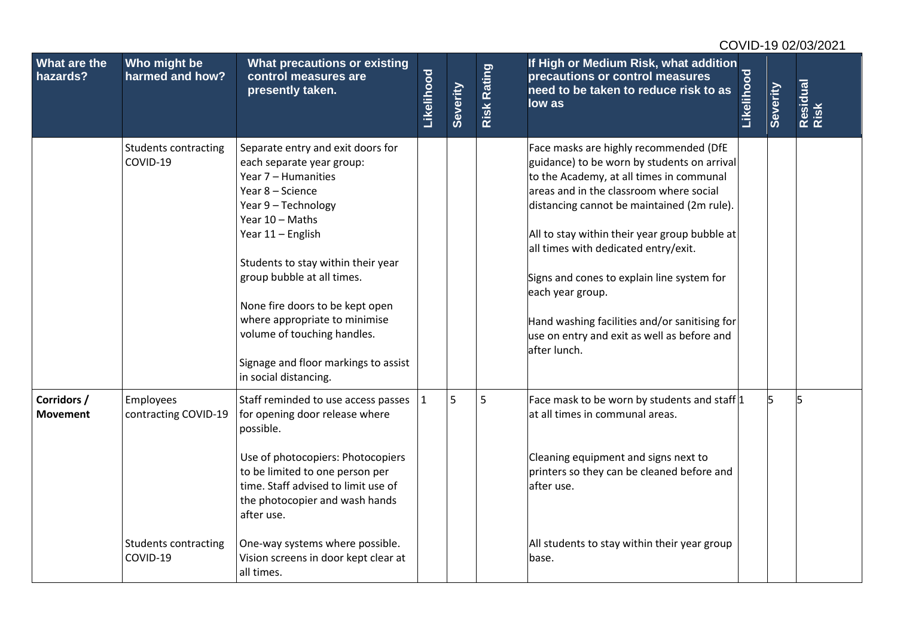COVID-19 02/03/2021

| What are the hazards? | Who might be harmed and how? | What precautions or existing control measures are presently taken. | Likelihood | Severity | Risk Rating | If High or Medium Risk, what addition precautions or control measures need to be taken to reduce risk to as low as | Likelihood | Severity | Residual Risk |
|---|---|---|---|---|---|---|---|---|---|
| | Students contracting COVID-19 | Separate entry and exit doors for each separate year group:<br>Year 7 – Humanities<br>Year 8 – Science<br>Year 9 – Technology<br>Year 10 – Maths<br>Year 11 – English<br><br>Students to stay within their year group bubble at all times.<br><br>None fire doors to be kept open where appropriate to minimise volume of touching handles.<br><br>Signage and floor markings to assist in social distancing. | | | | Face masks are highly recommended (DfE guidance) to be worn by students on arrival to the Academy, at all times in communal areas and in the classroom where social distancing cannot be maintained (2m rule).<br><br>All to stay within their year group bubble at all times with dedicated entry/exit.<br><br>Signs and cones to explain line system for each year group.<br><br>Hand washing facilities and/or sanitising for use on entry and exit as well as before and after lunch. | | | |
| **Corridors / Movement** | Employees contracting COVID-19 | Staff reminded to use access passes for opening door release where possible.<br><br>Use of photocopiers: Photocopiers to be limited to one person per time. Staff advised to limit use of the photocopier and wash hands after use. | 1 | 5 | 5 | Face mask to be worn by students and staff at all times in communal areas.<br><br>Cleaning equipment and signs next to printers so they can be cleaned before and after use. | 1 | 5 | 5 |
| | Students contracting COVID-19 | One-way systems where possible. Vision screens in door kept clear at all times. | | | | All students to stay within their year group base. | | | |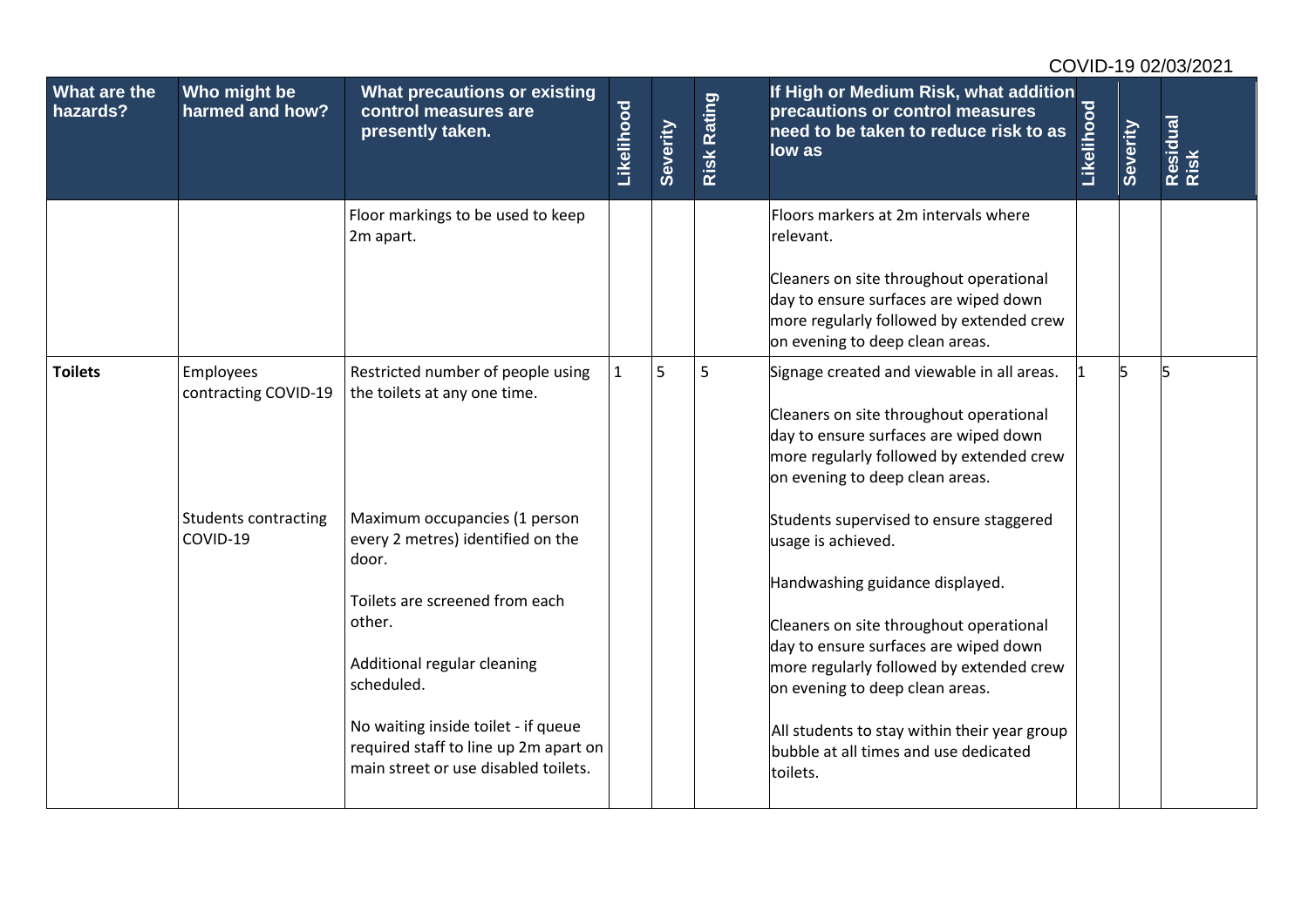| What are the hazards? | Who might be harmed and how? | What precautions or existing control measures are presently taken. | Likelihood | Severity | Risk Rating | If High or Medium Risk, what addition precautions or control measures need to be taken to reduce risk to as low as | Likelihood | Severity | Residual Risk |
|---|---|---|---|---|---|---|---|---|---|
| | | Floor markings to be used to keep 2m apart. | | | | Floors markers at 2m intervals where relevant.<br><br>Cleaners on site throughout operational day to ensure surfaces are wiped down more regularly followed by extended crew on evening to deep clean areas. | | | |
| **Toilets** | Employees contracting COVID-19<br><br>Students contracting COVID-19 | Restricted number of people using the toilets at any one time.<br><br>Maximum occupancies (1 person every 2 metres) identified on the door.<br><br>Toilets are screened from each other.<br><br>Additional regular cleaning scheduled.<br><br>No waiting inside toilet - if queue required staff to line up 2m apart on main street or use disabled toilets. | 1 | 5 | 5 | Signage created and viewable in all areas.<br><br>Cleaners on site throughout operational day to ensure surfaces are wiped down more regularly followed by extended crew on evening to deep clean areas.<br><br>Students supervised to ensure staggered usage is achieved.<br><br>Handwashing guidance displayed.<br><br>Cleaners on site throughout operational day to ensure surfaces are wiped down more regularly followed by extended crew on evening to deep clean areas.<br><br>All students to stay within their year group bubble at all times and use dedicated toilets. | 1 | 5 | 5 |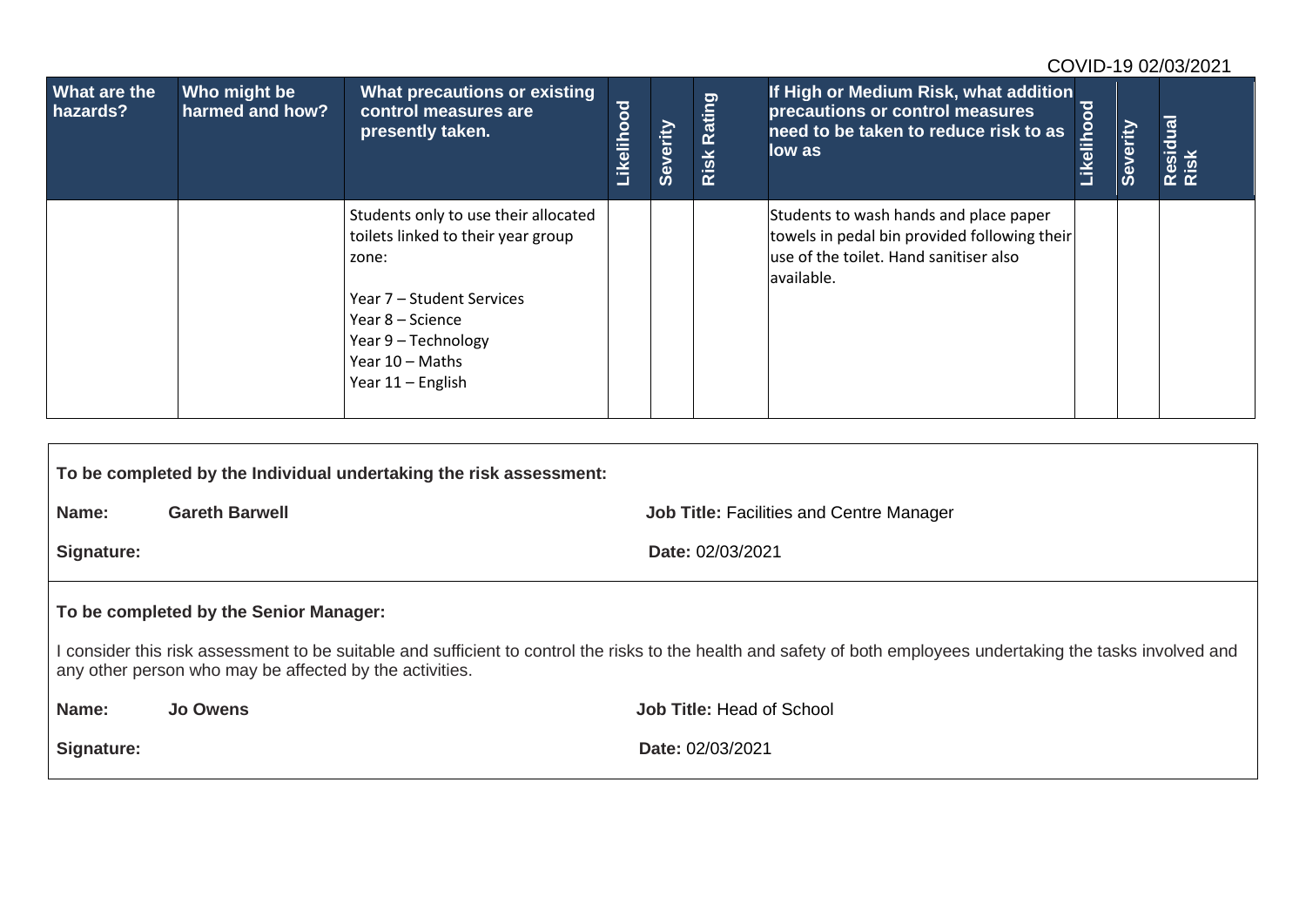COVID-19 02/03/2021

| What are the hazards? | Who might be harmed and how? | What precautions or existing control measures are presently taken. | Likelihood | Severity | Risk Rating | If High or Medium Risk, what addition precautions or control measures need to be taken to reduce risk to as low as | Likelihood | Severity | Residual Risk |
|---|---|---|---|---|---|---|---|---|---|
| | | Students only to use their allocated toilets linked to their year group zone:<br><br>Year 7 – Student Services<br>Year 8 – Science<br>Year 9 – Technology<br>Year 10 – Maths<br>Year 11 – English | | | | Students to wash hands and place paper towels in pedal bin provided following their use of the toilet. Hand sanitiser also available. | | | |

**To be completed by the Individual undertaking the risk assessment:**

**Name:** **Gareth Barwell**

**Job Title:** Facilities and Centre Manager

**Signature:**

**Date:** 02/03/2021

**To be completed by the Senior Manager:**

I consider this risk assessment to be suitable and sufficient to control the risks to the health and safety of both employees undertaking the tasks involved and any other person who may be affected by the activities.

**Name:** **Jo Owens**

**Job Title:** Head of School

**Signature:**

**Date:** 02/03/2021